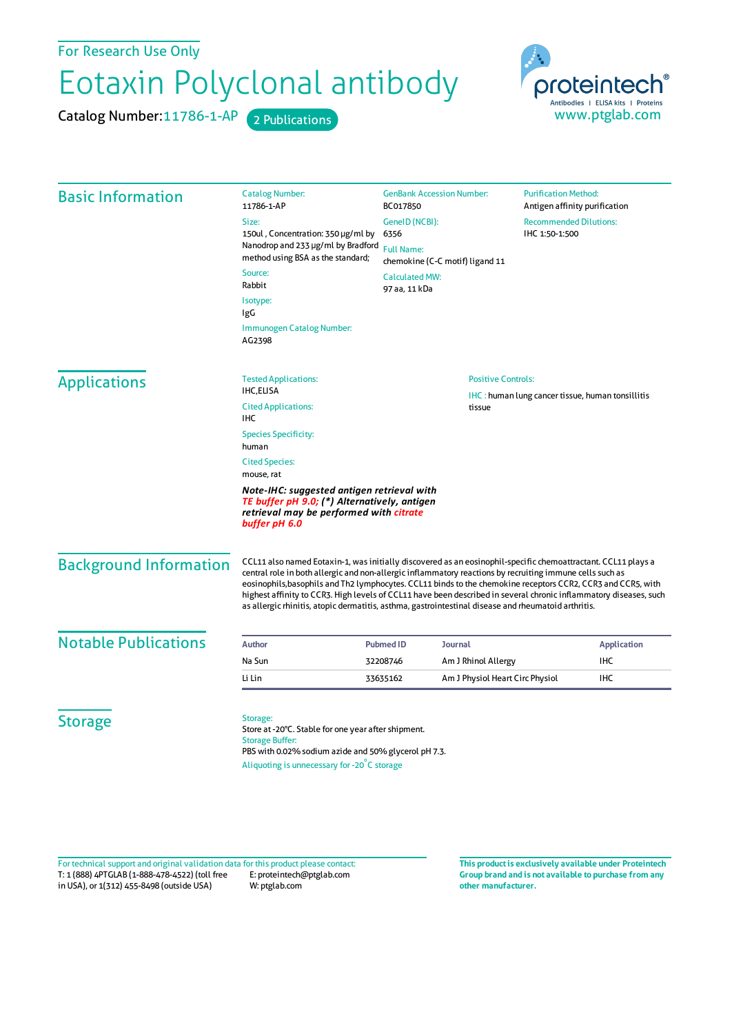For Research Use Only

# Eotaxin Polyclonal antibody

Catalog Number: 11786-1-AP    2 Publications

proteintech®
Antibodies | ELISA kits | Proteins
www.ptglab.com

## Basic Information

Catalog Number:
11786-1-AP

Size:
150ul , Concentration: 350 μg/ml by Nanodrop and 233 μg/ml by Bradford method using BSA as the standard;

Source:
Rabbit

Isotype:
IgG

Immunogen Catalog Number:
AG2398

GenBank Accession Number:
BC017850

GeneID (NCBI):
6356

Full Name:
chemokine (C-C motif) ligand 11

Calculated MW:
97 aa, 11 kDa

Purification Method:
Antigen affinity purification

Recommended Dilutions:
IHC 1:50-1:500

## Applications

Tested Applications:
IHC,ELISA

Cited Applications:
IHC

Species Specificity:
human

Cited Species:
mouse, rat

***Note-IHC: suggested antigen retrieval with TE buffer pH 9.0; (\*) Alternatively, antigen retrieval may be performed with citrate buffer pH 6.0***

Positive Controls:

IHC : human lung cancer tissue, human tonsillitis tissue

## Background Information

CCL11 also named Eotaxin-1, was initially discovered as an eosinophil-specific chemoattractant. CCL11 plays a central role in both allergic and non-allergic inflammatory reactions by recruiting immune cells such as eosinophils,basophils and Th2 lymphocytes. CCL11 binds to the chemokine receptors CCR2, CCR3 and CCR5, with highest affinity to CCR3. High levels of CCL11 have been described in several chronic inflammatory diseases, such as allergic rhinitis, atopic dermatitis, asthma, gastrointestinal disease and rheumatoid arthritis.

## Notable Publications

| Author | Pubmed ID | Journal | Application |
|---|---|---|---|
| Na Sun | 32208746 | Am J Rhinol Allergy | IHC |
| Li Lin | 33635162 | Am J Physiol Heart Circ Physiol | IHC |

## Storage

Storage:
Store at -20°C. Stable for one year after shipment.
Storage Buffer:
PBS with 0.02% sodium azide and 50% glycerol pH 7.3.
Aliquoting is unnecessary for -20°C storage

For technical support and original validation data for this product please contact:
T: 1 (888) 4PTGLAB (1-888-478-4522) (toll free in USA), or 1(312) 455-8498 (outside USA)
E: proteintech@ptglab.com
W: ptglab.com

**This product is exclusively available under Proteintech Group brand and is not available to purchase from any other manufacturer.**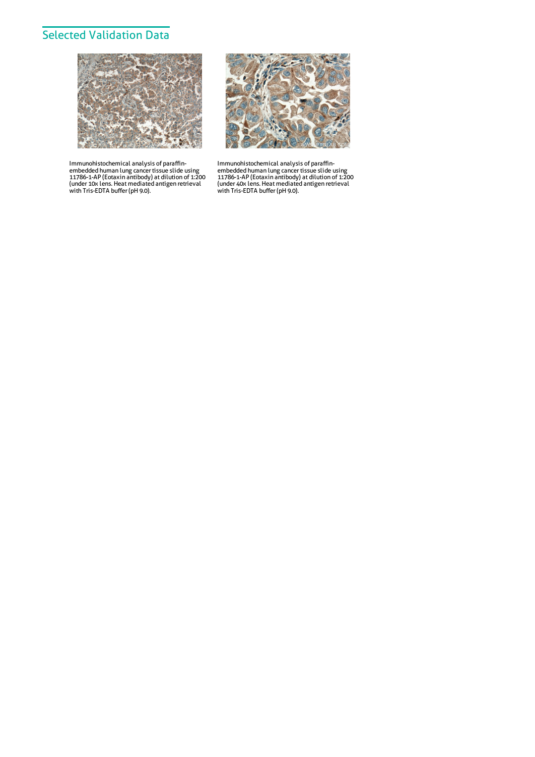## Selected Validation Data

Immunohistochemical analysis of paraffin-embedded human lung cancer tissue slide using 11786-1-AP (Eotaxin antibody) at dilution of 1:200 (under 10x lens. Heat mediated antigen retrieval with Tris-EDTA buffer (pH 9.0).

Immunohistochemical analysis of paraffin-embedded human lung cancer tissue slide using 11786-1-AP (Eotaxin antibody) at dilution of 1:200 (under 40x lens. Heat mediated antigen retrieval with Tris-EDTA buffer (pH 9.0).